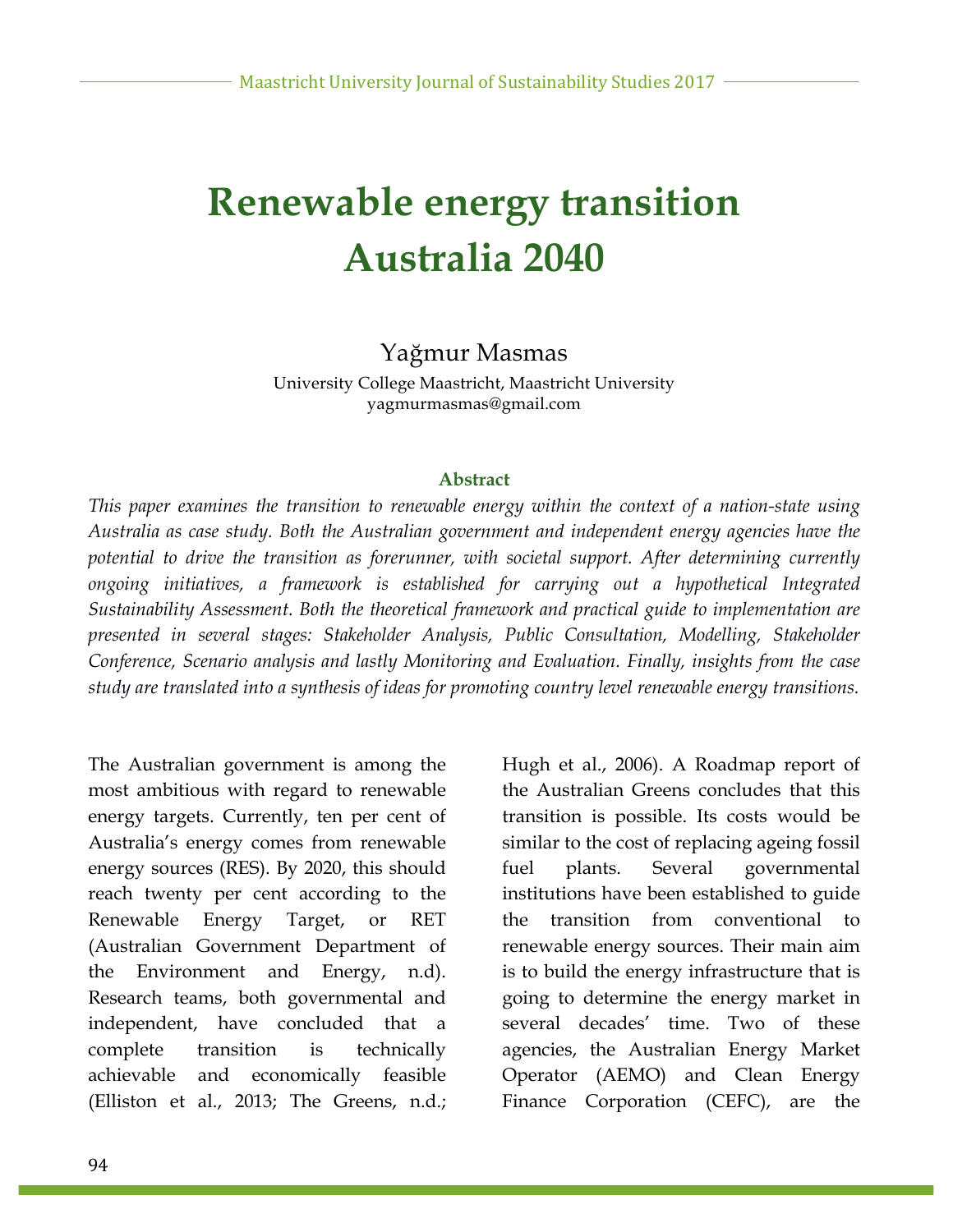# Renewable energy transition Australia 2040

Yağmur Masmas

University College Maastricht, Maastricht University
yagmurmasmas@gmail.com

### Abstract

*This paper examines the transition to renewable energy within the context of a nation-state using Australia as case study. Both the Australian government and independent energy agencies have the potential to drive the transition as forerunner, with societal support. After determining currently ongoing initiatives, a framework is established for carrying out a hypothetical Integrated Sustainability Assessment. Both the theoretical framework and practical guide to implementation are presented in several stages: Stakeholder Analysis, Public Consultation, Modelling, Stakeholder Conference, Scenario analysis and lastly Monitoring and Evaluation. Finally, insights from the case study are translated into a synthesis of ideas for promoting country level renewable energy transitions.*

The Australian government is among the most ambitious with regard to renewable energy targets. Currently, ten per cent of Australia's energy comes from renewable energy sources (RES). By 2020, this should reach twenty per cent according to the Renewable Energy Target, or RET (Australian Government Department of the Environment and Energy, n.d). Research teams, both governmental and independent, have concluded that a complete transition is technically achievable and economically feasible (Elliston et al., 2013; The Greens, n.d.; Hugh et al., 2006). A Roadmap report of the Australian Greens concludes that this transition is possible. Its costs would be similar to the cost of replacing ageing fossil fuel plants. Several governmental institutions have been established to guide the transition from conventional to renewable energy sources. Their main aim is to build the energy infrastructure that is going to determine the energy market in several decades' time. Two of these agencies, the Australian Energy Market Operator (AEMO) and Clean Energy Finance Corporation (CEFC), are the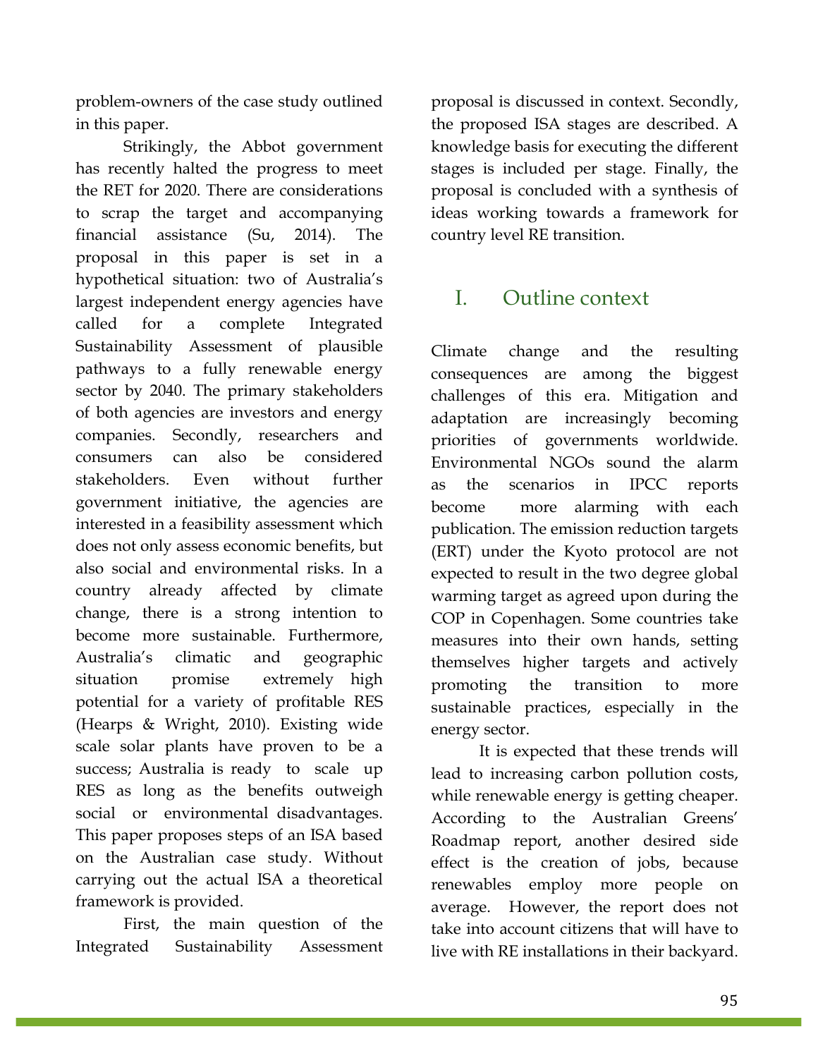problem-owners of the case study outlined in this paper.

Strikingly, the Abbot government has recently halted the progress to meet the RET for 2020. There are considerations to scrap the target and accompanying financial assistance (Su, 2014). The proposal in this paper is set in a hypothetical situation: two of Australia's largest independent energy agencies have called for a complete Integrated Sustainability Assessment of plausible pathways to a fully renewable energy sector by 2040. The primary stakeholders of both agencies are investors and energy companies. Secondly, researchers and consumers can also be considered stakeholders. Even without further government initiative, the agencies are interested in a feasibility assessment which does not only assess economic benefits, but also social and environmental risks. In a country already affected by climate change, there is a strong intention to become more sustainable. Furthermore, Australia's climatic and geographic situation promise extremely high potential for a variety of profitable RES (Hearps & Wright, 2010). Existing wide scale solar plants have proven to be a success; Australia is ready to scale up RES as long as the benefits outweigh social or environmental disadvantages. This paper proposes steps of an ISA based on the Australian case study. Without carrying out the actual ISA a theoretical framework is provided.

First, the main question of the Integrated Sustainability Assessment proposal is discussed in context. Secondly, the proposed ISA stages are described. A knowledge basis for executing the different stages is included per stage. Finally, the proposal is concluded with a synthesis of ideas working towards a framework for country level RE transition.

## I. Outline context

Climate change and the resulting consequences are among the biggest challenges of this era. Mitigation and adaptation are increasingly becoming priorities of governments worldwide. Environmental NGOs sound the alarm as the scenarios in IPCC reports become more alarming with each publication. The emission reduction targets (ERT) under the Kyoto protocol are not expected to result in the two degree global warming target as agreed upon during the COP in Copenhagen. Some countries take measures into their own hands, setting themselves higher targets and actively promoting the transition to more sustainable practices, especially in the energy sector.

It is expected that these trends will lead to increasing carbon pollution costs, while renewable energy is getting cheaper. According to the Australian Greens' Roadmap report, another desired side effect is the creation of jobs, because renewables employ more people on average. However, the report does not take into account citizens that will have to live with RE installations in their backyard.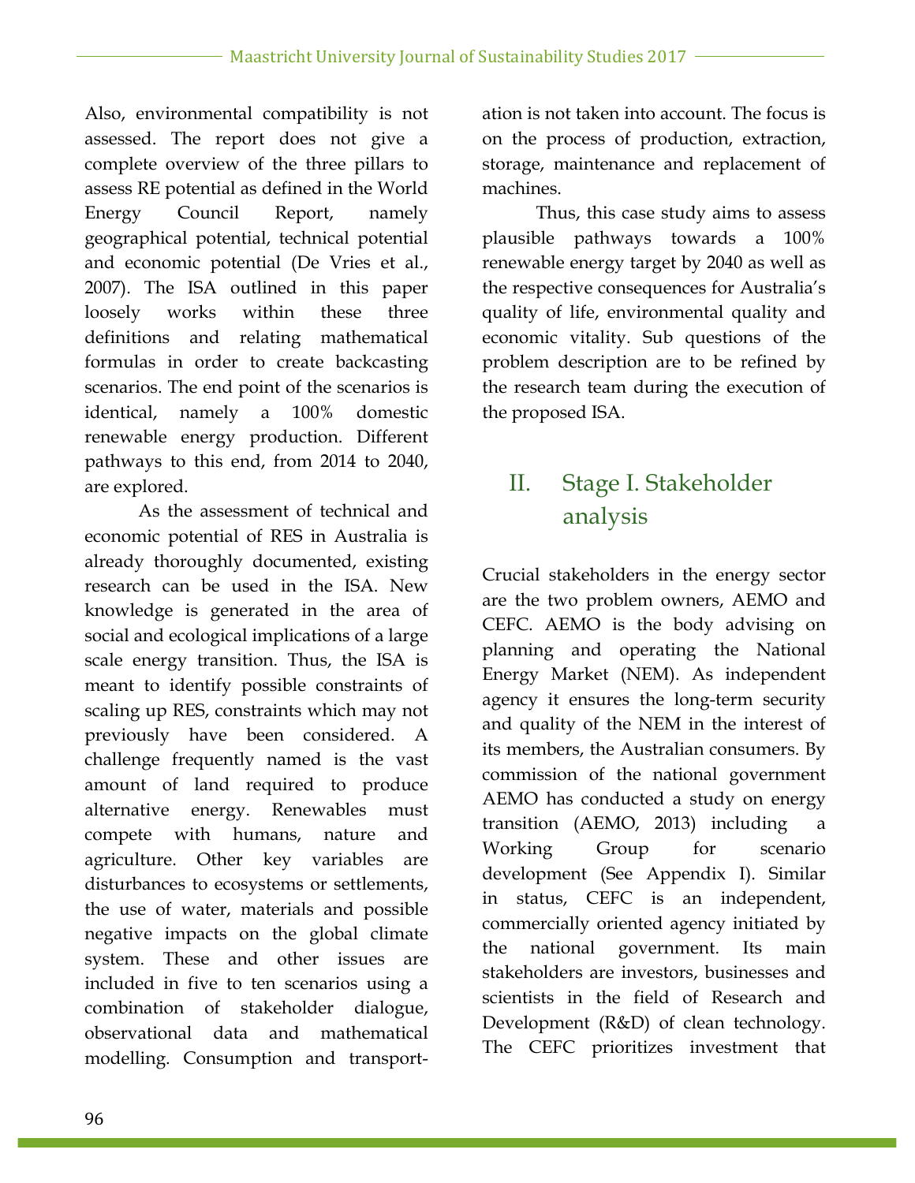Also, environmental compatibility is not assessed. The report does not give a complete overview of the three pillars to assess RE potential as defined in the World Energy Council Report, namely geographical potential, technical potential and economic potential (De Vries et al., 2007). The ISA outlined in this paper loosely works within these three definitions and relating mathematical formulas in order to create backcasting scenarios. The end point of the scenarios is identical, namely a 100% domestic renewable energy production. Different pathways to this end, from 2014 to 2040, are explored.

As the assessment of technical and economic potential of RES in Australia is already thoroughly documented, existing research can be used in the ISA. New knowledge is generated in the area of social and ecological implications of a large scale energy transition. Thus, the ISA is meant to identify possible constraints of scaling up RES, constraints which may not previously have been considered. A challenge frequently named is the vast amount of land required to produce alternative energy. Renewables must compete with humans, nature and agriculture. Other key variables are disturbances to ecosystems or settlements, the use of water, materials and possible negative impacts on the global climate system. These and other issues are included in five to ten scenarios using a combination of stakeholder dialogue, observational data and mathematical modelling. Consumption and transportation is not taken into account. The focus is on the process of production, extraction, storage, maintenance and replacement of machines.

Thus, this case study aims to assess plausible pathways towards a 100% renewable energy target by 2040 as well as the respective consequences for Australia's quality of life, environmental quality and economic vitality. Sub questions of the problem description are to be refined by the research team during the execution of the proposed ISA.

## II. Stage I. Stakeholder analysis

Crucial stakeholders in the energy sector are the two problem owners, AEMO and CEFC. AEMO is the body advising on planning and operating the National Energy Market (NEM). As independent agency it ensures the long-term security and quality of the NEM in the interest of its members, the Australian consumers. By commission of the national government AEMO has conducted a study on energy transition (AEMO, 2013) including a Working Group for scenario development (See Appendix I). Similar in status, CEFC is an independent, commercially oriented agency initiated by the national government. Its main stakeholders are investors, businesses and scientists in the field of Research and Development (R&D) of clean technology. The CEFC prioritizes investment that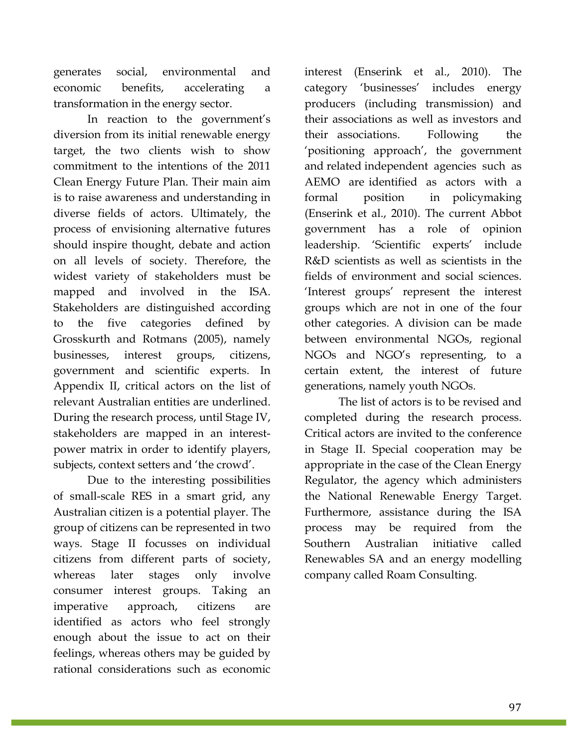generates social, environmental and economic benefits, accelerating a transformation in the energy sector.

In reaction to the government's diversion from its initial renewable energy target, the two clients wish to show commitment to the intentions of the 2011 Clean Energy Future Plan. Their main aim is to raise awareness and understanding in diverse fields of actors. Ultimately, the process of envisioning alternative futures should inspire thought, debate and action on all levels of society. Therefore, the widest variety of stakeholders must be mapped and involved in the ISA. Stakeholders are distinguished according to the five categories defined by Grosskurth and Rotmans (2005), namely businesses, interest groups, citizens, government and scientific experts. In Appendix II, critical actors on the list of relevant Australian entities are underlined. During the research process, until Stage IV, stakeholders are mapped in an interest-power matrix in order to identify players, subjects, context setters and 'the crowd'.

Due to the interesting possibilities of small-scale RES in a smart grid, any Australian citizen is a potential player. The group of citizens can be represented in two ways. Stage II focusses on individual citizens from different parts of society, whereas later stages only involve consumer interest groups. Taking an imperative approach, citizens are identified as actors who feel strongly enough about the issue to act on their feelings, whereas others may be guided by rational considerations such as economic interest (Enserink et al., 2010). The category 'businesses' includes energy producers (including transmission) and their associations as well as investors and their associations. Following the 'positioning approach', the government and related independent agencies such as AEMO are identified as actors with a formal position in policymaking (Enserink et al., 2010). The current Abbot government has a role of opinion leadership. 'Scientific experts' include R&D scientists as well as scientists in the fields of environment and social sciences. 'Interest groups' represent the interest groups which are not in one of the four other categories. A division can be made between environmental NGOs, regional NGOs and NGO's representing, to a certain extent, the interest of future generations, namely youth NGOs.

The list of actors is to be revised and completed during the research process. Critical actors are invited to the conference in Stage II. Special cooperation may be appropriate in the case of the Clean Energy Regulator, the agency which administers the National Renewable Energy Target. Furthermore, assistance during the ISA process may be required from the Southern Australian initiative called Renewables SA and an energy modelling company called Roam Consulting.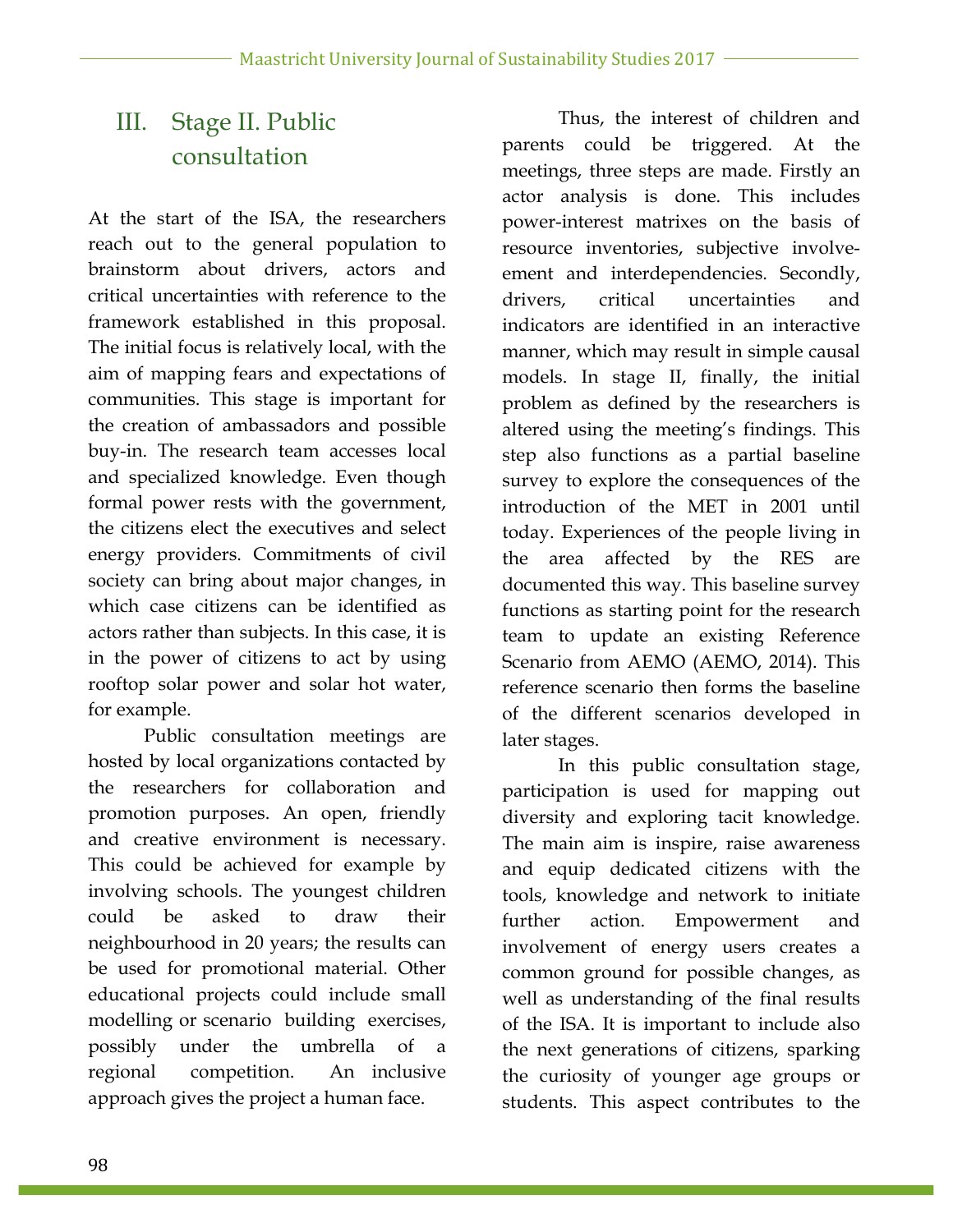## III. Stage II. Public consultation

At the start of the ISA, the researchers reach out to the general population to brainstorm about drivers, actors and critical uncertainties with reference to the framework established in this proposal. The initial focus is relatively local, with the aim of mapping fears and expectations of communities. This stage is important for the creation of ambassadors and possible buy-in. The research team accesses local and specialized knowledge. Even though formal power rests with the government, the citizens elect the executives and select energy providers. Commitments of civil society can bring about major changes, in which case citizens can be identified as actors rather than subjects. In this case, it is in the power of citizens to act by using rooftop solar power and solar hot water, for example.

Public consultation meetings are hosted by local organizations contacted by the researchers for collaboration and promotion purposes. An open, friendly and creative environment is necessary. This could be achieved for example by involving schools. The youngest children could be asked to draw their neighbourhood in 20 years; the results can be used for promotional material. Other educational projects could include small modelling or scenario building exercises, possibly under the umbrella of a regional competition. An inclusive approach gives the project a human face.

Thus, the interest of children and parents could be triggered. At the meetings, three steps are made. Firstly an actor analysis is done. This includes power-interest matrixes on the basis of resource inventories, subjective involve-ement and interdependencies. Secondly, drivers, critical uncertainties and indicators are identified in an interactive manner, which may result in simple causal models. In stage II, finally, the initial problem as defined by the researchers is altered using the meeting's findings. This step also functions as a partial baseline survey to explore the consequences of the introduction of the MET in 2001 until today. Experiences of the people living in the area affected by the RES are documented this way. This baseline survey functions as starting point for the research team to update an existing Reference Scenario from AEMO (AEMO, 2014). This reference scenario then forms the baseline of the different scenarios developed in later stages.

In this public consultation stage, participation is used for mapping out diversity and exploring tacit knowledge. The main aim is inspire, raise awareness and equip dedicated citizens with the tools, knowledge and network to initiate further action. Empowerment and involvement of energy users creates a common ground for possible changes, as well as understanding of the final results of the ISA. It is important to include also the next generations of citizens, sparking the curiosity of younger age groups or students. This aspect contributes to the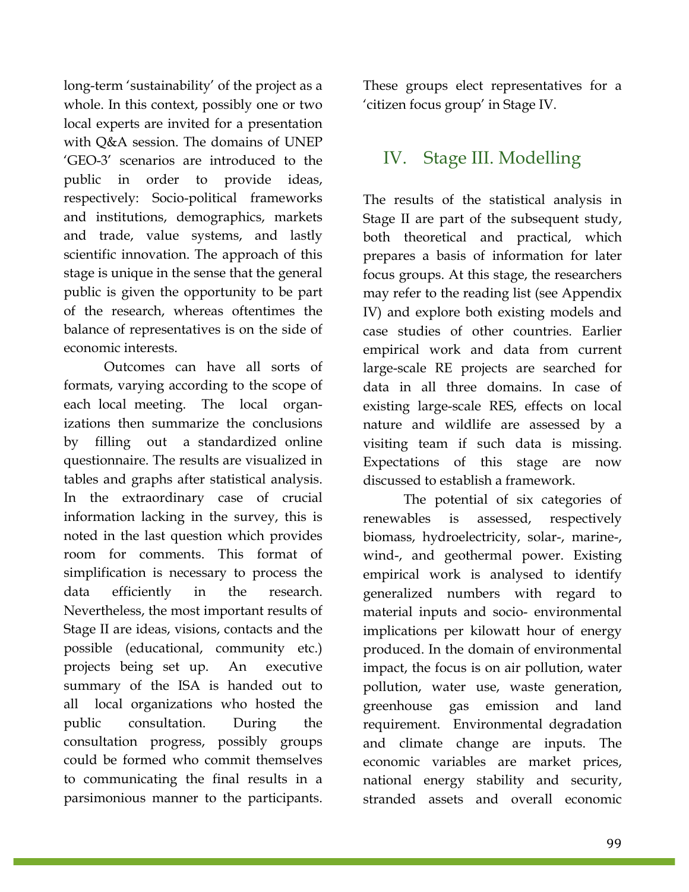long-term 'sustainability' of the project as a whole. In this context, possibly one or two local experts are invited for a presentation with Q&A session. The domains of UNEP 'GEO-3' scenarios are introduced to the public in order to provide ideas, respectively: Socio-political frameworks and institutions, demographics, markets and trade, value systems, and lastly scientific innovation. The approach of this stage is unique in the sense that the general public is given the opportunity to be part of the research, whereas oftentimes the balance of representatives is on the side of economic interests.

Outcomes can have all sorts of formats, varying according to the scope of each local meeting. The local organizations then summarize the conclusions by filling out a standardized online questionnaire. The results are visualized in tables and graphs after statistical analysis. In the extraordinary case of crucial information lacking in the survey, this is noted in the last question which provides room for comments. This format of simplification is necessary to process the data efficiently in the research. Nevertheless, the most important results of Stage II are ideas, visions, contacts and the possible (educational, community etc.) projects being set up. An executive summary of the ISA is handed out to all local organizations who hosted the public consultation. During the consultation progress, possibly groups could be formed who commit themselves to communicating the final results in a parsimonious manner to the participants. These groups elect representatives for a 'citizen focus group' in Stage IV.

## IV. Stage III. Modelling

The results of the statistical analysis in Stage II are part of the subsequent study, both theoretical and practical, which prepares a basis of information for later focus groups. At this stage, the researchers may refer to the reading list (see Appendix IV) and explore both existing models and case studies of other countries. Earlier empirical work and data from current large-scale RE projects are searched for data in all three domains. In case of existing large-scale RES, effects on local nature and wildlife are assessed by a visiting team if such data is missing. Expectations of this stage are now discussed to establish a framework.

The potential of six categories of renewables is assessed, respectively biomass, hydroelectricity, solar-, marine-, wind-, and geothermal power. Existing empirical work is analysed to identify generalized numbers with regard to material inputs and socio- environmental implications per kilowatt hour of energy produced. In the domain of environmental impact, the focus is on air pollution, water pollution, water use, waste generation, greenhouse gas emission and land requirement. Environmental degradation and climate change are inputs. The economic variables are market prices, national energy stability and security, stranded assets and overall economic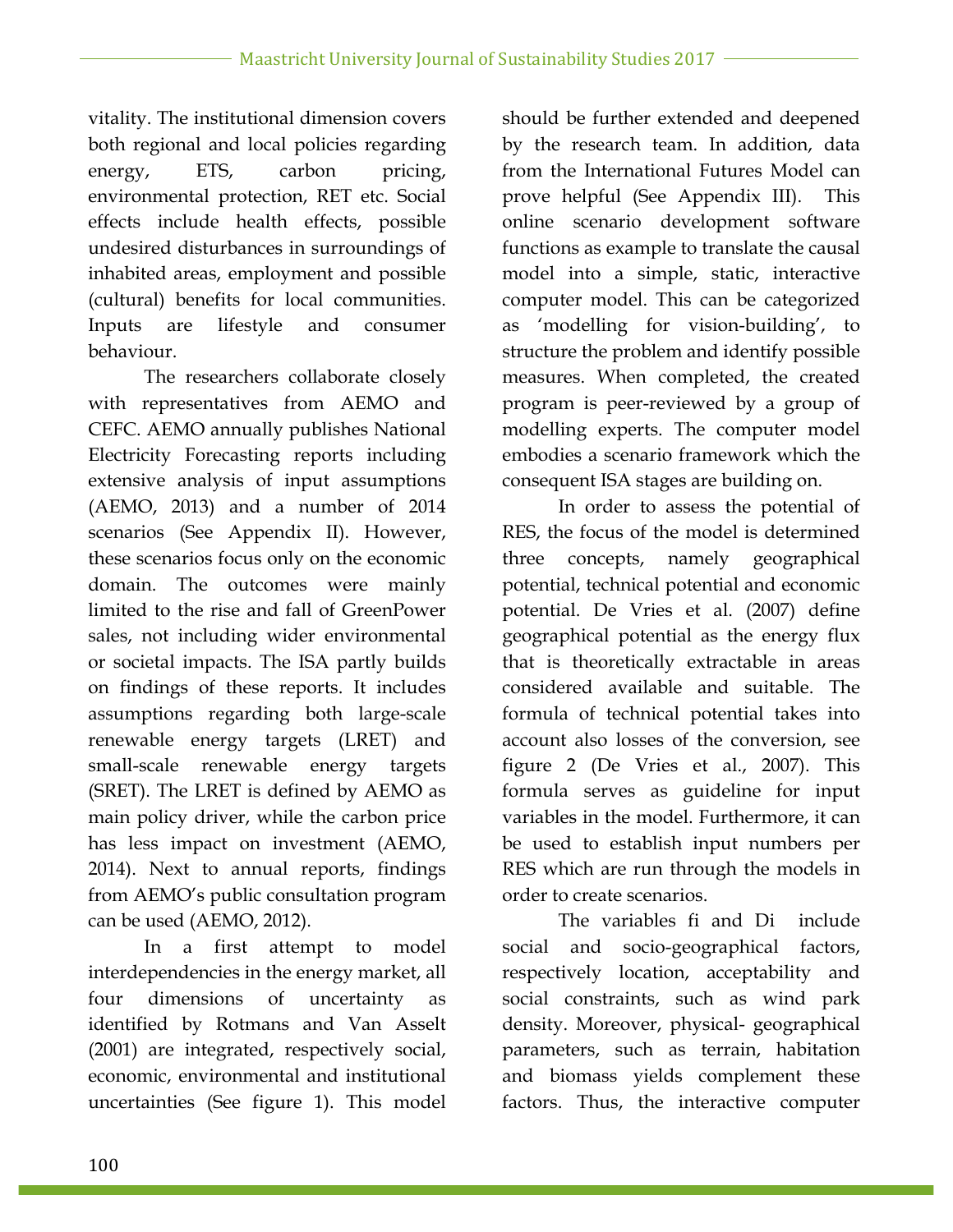vitality. The institutional dimension covers both regional and local policies regarding energy, ETS, carbon pricing, environmental protection, RET etc. Social effects include health effects, possible undesired disturbances in surroundings of inhabited areas, employment and possible (cultural) benefits for local communities. Inputs are lifestyle and consumer behaviour.

The researchers collaborate closely with representatives from AEMO and CEFC. AEMO annually publishes National Electricity Forecasting reports including extensive analysis of input assumptions (AEMO, 2013) and a number of 2014 scenarios (See Appendix II). However, these scenarios focus only on the economic domain. The outcomes were mainly limited to the rise and fall of GreenPower sales, not including wider environmental or societal impacts. The ISA partly builds on findings of these reports. It includes assumptions regarding both large-scale renewable energy targets (LRET) and small-scale renewable energy targets (SRET). The LRET is defined by AEMO as main policy driver, while the carbon price has less impact on investment (AEMO, 2014). Next to annual reports, findings from AEMO's public consultation program can be used (AEMO, 2012).

In a first attempt to model interdependencies in the energy market, all four dimensions of uncertainty as identified by Rotmans and Van Asselt (2001) are integrated, respectively social, economic, environmental and institutional uncertainties (See figure 1). This model should be further extended and deepened by the research team. In addition, data from the International Futures Model can prove helpful (See Appendix III). This online scenario development software functions as example to translate the causal model into a simple, static, interactive computer model. This can be categorized as 'modelling for vision-building', to structure the problem and identify possible measures. When completed, the created program is peer-reviewed by a group of modelling experts. The computer model embodies a scenario framework which the consequent ISA stages are building on.

In order to assess the potential of RES, the focus of the model is determined three concepts, namely geographical potential, technical potential and economic potential. De Vries et al. (2007) define geographical potential as the energy flux that is theoretically extractable in areas considered available and suitable. The formula of technical potential takes into account also losses of the conversion, see figure 2 (De Vries et al., 2007). This formula serves as guideline for input variables in the model. Furthermore, it can be used to establish input numbers per RES which are run through the models in order to create scenarios.

The variables fi and Di include social and socio-geographical factors, respectively location, acceptability and social constraints, such as wind park density. Moreover, physical- geographical parameters, such as terrain, habitation and biomass yields complement these factors. Thus, the interactive computer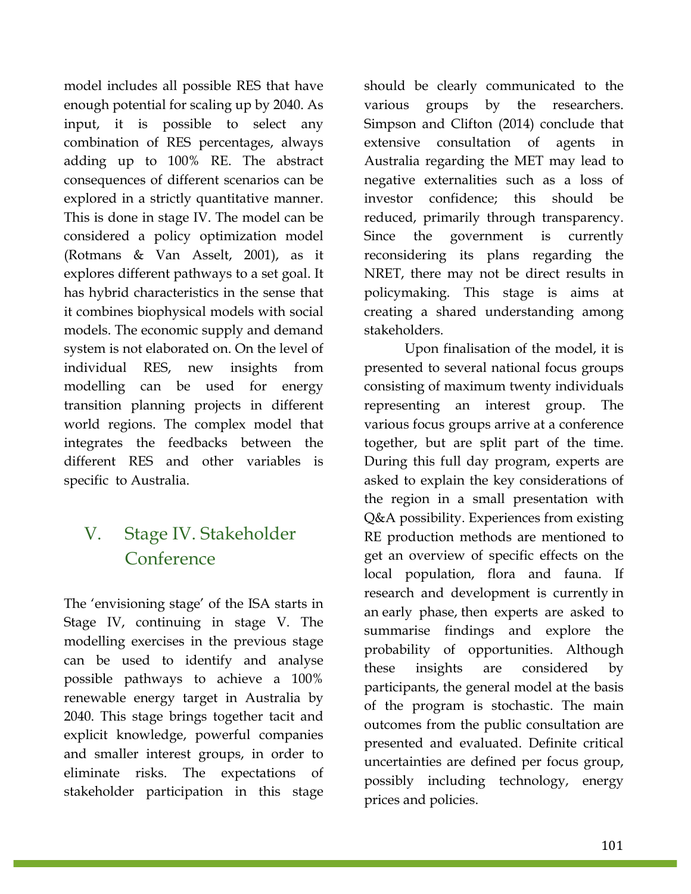model includes all possible RES that have enough potential for scaling up by 2040. As input, it is possible to select any combination of RES percentages, always adding up to 100% RE. The abstract consequences of different scenarios can be explored in a strictly quantitative manner. This is done in stage IV. The model can be considered a policy optimization model (Rotmans & Van Asselt, 2001), as it explores different pathways to a set goal. It has hybrid characteristics in the sense that it combines biophysical models with social models. The economic supply and demand system is not elaborated on. On the level of individual RES, new insights from modelling can be used for energy transition planning projects in different world regions. The complex model that integrates the feedbacks between the different RES and other variables is specific to Australia.

## V. Stage IV. Stakeholder Conference

The 'envisioning stage' of the ISA starts in Stage IV, continuing in stage V. The modelling exercises in the previous stage can be used to identify and analyse possible pathways to achieve a 100% renewable energy target in Australia by 2040. This stage brings together tacit and explicit knowledge, powerful companies and smaller interest groups, in order to eliminate risks. The expectations of stakeholder participation in this stage should be clearly communicated to the various groups by the researchers. Simpson and Clifton (2014) conclude that extensive consultation of agents in Australia regarding the MET may lead to negative externalities such as a loss of investor confidence; this should be reduced, primarily through transparency. Since the government is currently reconsidering its plans regarding the NRET, there may not be direct results in policymaking. This stage is aims at creating a shared understanding among stakeholders.

Upon finalisation of the model, it is presented to several national focus groups consisting of maximum twenty individuals representing an interest group. The various focus groups arrive at a conference together, but are split part of the time. During this full day program, experts are asked to explain the key considerations of the region in a small presentation with Q&A possibility. Experiences from existing RE production methods are mentioned to get an overview of specific effects on the local population, flora and fauna. If research and development is currently in an early phase, then experts are asked to summarise findings and explore the probability of opportunities. Although these insights are considered by participants, the general model at the basis of the program is stochastic. The main outcomes from the public consultation are presented and evaluated. Definite critical uncertainties are defined per focus group, possibly including technology, energy prices and policies.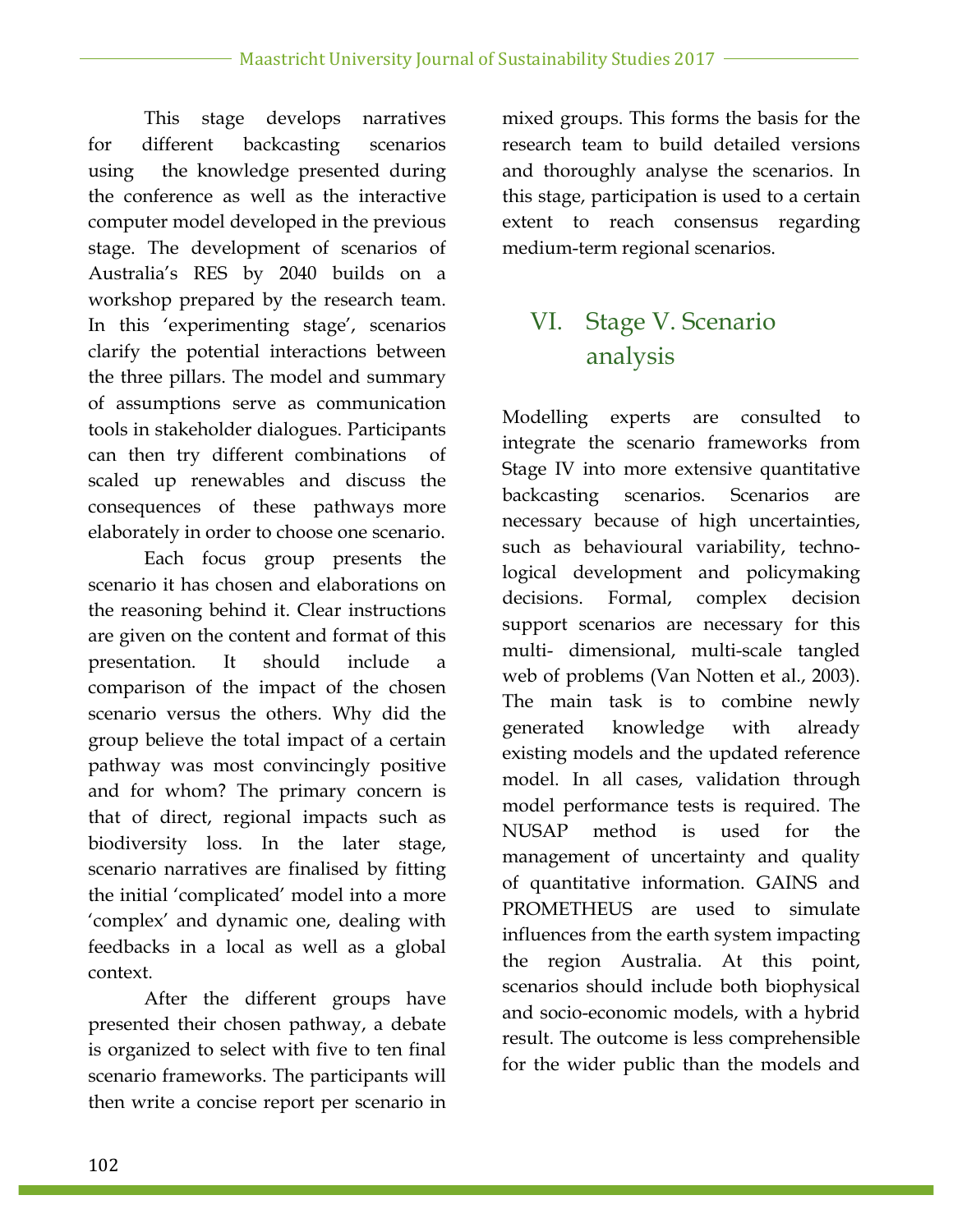This stage develops narratives for different backcasting scenarios using the knowledge presented during the conference as well as the interactive computer model developed in the previous stage. The development of scenarios of Australia's RES by 2040 builds on a workshop prepared by the research team. In this 'experimenting stage', scenarios clarify the potential interactions between the three pillars. The model and summary of assumptions serve as communication tools in stakeholder dialogues. Participants can then try different combinations of scaled up renewables and discuss the consequences of these pathways more elaborately in order to choose one scenario.

Each focus group presents the scenario it has chosen and elaborations on the reasoning behind it. Clear instructions are given on the content and format of this presentation. It should include a comparison of the impact of the chosen scenario versus the others. Why did the group believe the total impact of a certain pathway was most convincingly positive and for whom? The primary concern is that of direct, regional impacts such as biodiversity loss. In the later stage, scenario narratives are finalised by fitting the initial 'complicated' model into a more 'complex' and dynamic one, dealing with feedbacks in a local as well a global context.

After the different groups have presented their chosen pathway, a debate is organized to select with five to ten final scenario frameworks. The participants will then write a concise report per scenario in mixed groups. This forms the basis for the research team to build detailed versions and thoroughly analyse the scenarios. In this stage, participation is used to a certain extent to reach consensus regarding medium-term regional scenarios.

## VI. Stage V. Scenario analysis

Modelling experts are consulted to integrate the scenario frameworks from Stage IV into more extensive quantitative backcasting scenarios. Scenarios are necessary because of high uncertainties, such as behavioural variability, technological development and policymaking decisions. Formal, complex decision support scenarios are necessary for this multi- dimensional, multi-scale tangled web of problems (Van Notten et al., 2003). The main task is to combine newly generated knowledge with already existing models and the updated reference model. In all cases, validation through model performance tests is required. The NUSAP method is used for the management of uncertainty and quality of quantitative information. GAINS and PROMETHEUS are used to simulate influences from the earth system impacting the region Australia. At this point, scenarios should include both biophysical and socio-economic models, with a hybrid result. The outcome is less comprehensible for the wider public than the models and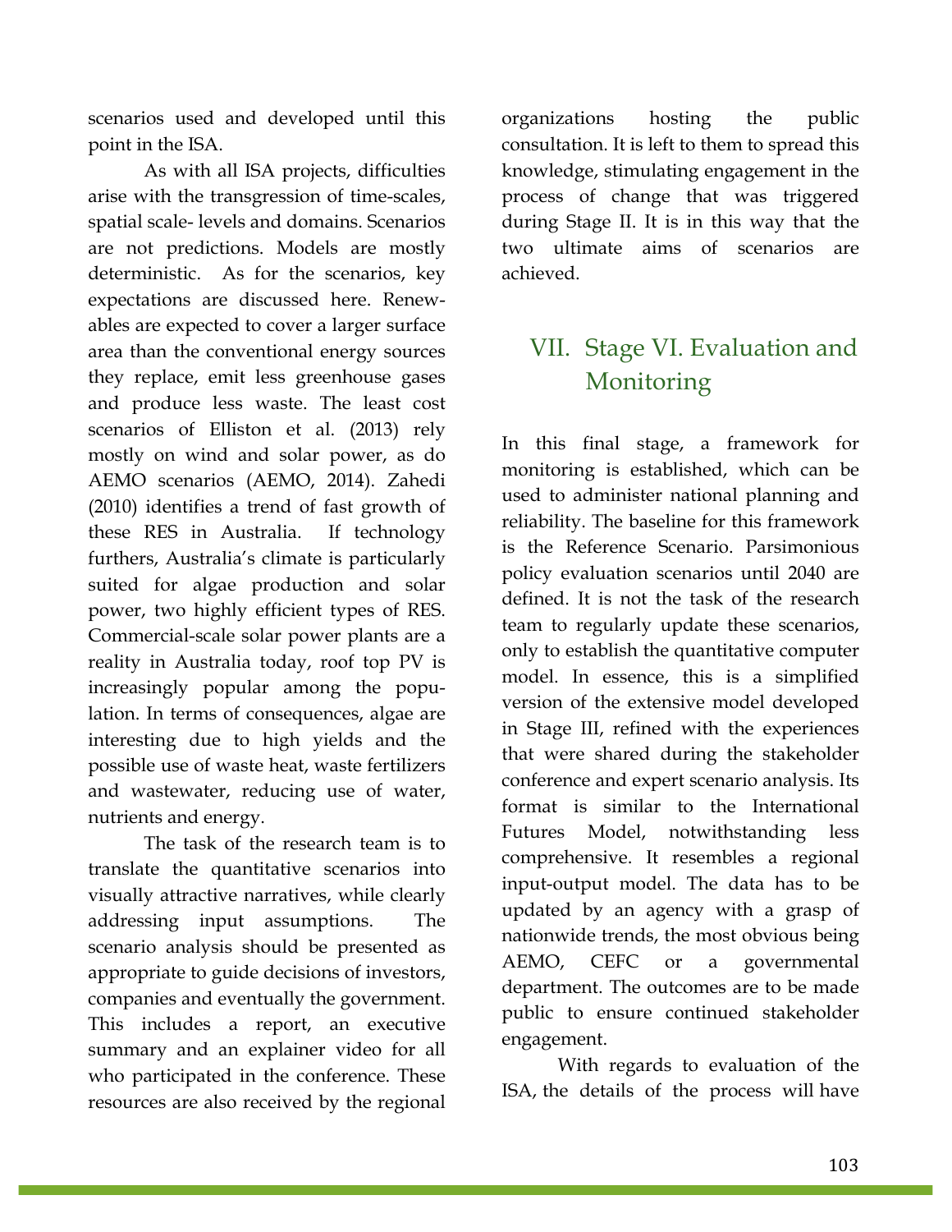scenarios used and developed until this point in the ISA.

As with all ISA projects, difficulties arise with the transgression of time-scales, spatial scale- levels and domains. Scenarios are not predictions. Models are mostly deterministic. As for the scenarios, key expectations are discussed here. Renewables are expected to cover a larger surface area than the conventional energy sources they replace, emit less greenhouse gases and produce less waste. The least cost scenarios of Elliston et al. (2013) rely mostly on wind and solar power, as do AEMO scenarios (AEMO, 2014). Zahedi (2010) identifies a trend of fast growth of these RES in Australia. If technology furthers, Australia's climate is particularly suited for algae production and solar power, two highly efficient types of RES. Commercial-scale solar power plants are a reality in Australia today, roof top PV is increasingly popular among the population. In terms of consequences, algae are interesting due to high yields and the possible use of waste heat, waste fertilizers and wastewater, reducing use of water, nutrients and energy.

The task of the research team is to translate the quantitative scenarios into visually attractive narratives, while clearly addressing input assumptions. The scenario analysis should be presented as appropriate to guide decisions of investors, companies and eventually the government. This includes a report, an executive summary and an explainer video for all who participated in the conference. These resources are also received by the regional organizations hosting the public consultation. It is left to them to spread this knowledge, stimulating engagement in the process of change that was triggered during Stage II. It is in this way that the two ultimate aims of scenarios are achieved.

## VII. Stage VI. Evaluation and Monitoring

In this final stage, a framework for monitoring is established, which can be used to administer national planning and reliability. The baseline for this framework is the Reference Scenario. Parsimonious policy evaluation scenarios until 2040 are defined. It is not the task of the research team to regularly update these scenarios, only to establish the quantitative computer model. In essence, this is a simplified version of the extensive model developed in Stage III, refined with the experiences that were shared during the stakeholder conference and expert scenario analysis. Its format is similar to the International Futures Model, notwithstanding less comprehensive. It resembles a regional input-output model. The data has to be updated by an agency with a grasp of nationwide trends, the most obvious being AEMO, CEFC or a governmental department. The outcomes are to be made public to ensure continued stakeholder engagement.

With regards to evaluation of the ISA, the details of the process will have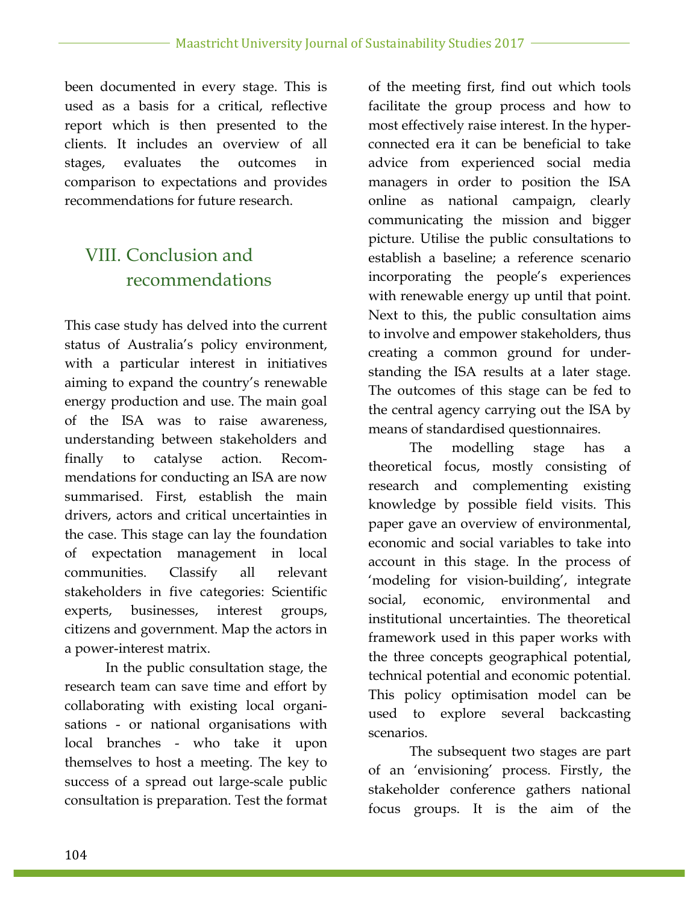been documented in every stage. This is used as a basis for a critical, reflective report which is then presented to the clients. It includes an overview of all stages, evaluates the outcomes in comparison to expectations and provides recommendations for future research.

## VIII. Conclusion and recommendations

This case study has delved into the current status of Australia's policy environment, with a particular interest in initiatives aiming to expand the country's renewable energy production and use. The main goal of the ISA was to raise awareness, understanding between stakeholders and finally to catalyse action. Recommendations for conducting an ISA are now summarised. First, establish the main drivers, actors and critical uncertainties in the case. This stage can lay the foundation of expectation management in local communities. Classify all relevant stakeholders in five categories: Scientific experts, businesses, interest groups, citizens and government. Map the actors in a power-interest matrix.

In the public consultation stage, the research team can save time and effort by collaborating with existing local organisations - or national organisations with local branches - who take it upon themselves to host a meeting. The key to success of a spread out large-scale public consultation is preparation. Test the format of the meeting first, find out which tools facilitate the group process and how to most effectively raise interest. In the hyper-connected era it can be beneficial to take advice from experienced social media managers in order to position the ISA online as national campaign, clearly communicating the mission and bigger picture. Utilise the public consultations to establish a baseline; a reference scenario incorporating the people's experiences with renewable energy up until that point. Next to this, the public consultation aims to involve and empower stakeholders, thus creating a common ground for understanding the ISA results at a later stage. The outcomes of this stage can be fed to the central agency carrying out the ISA by means of standardised questionnaires.

The modelling stage has a theoretical focus, mostly consisting of research and complementing existing knowledge by possible field visits. This paper gave an overview of environmental, economic and social variables to take into account in this stage. In the process of 'modeling for vision-building', integrate social, economic, environmental and institutional uncertainties. The theoretical framework used in this paper works with the three concepts geographical potential, technical potential and economic potential. This policy optimisation model can be used to explore several backcasting scenarios.

The subsequent two stages are part of an 'envisioning' process. Firstly, the stakeholder conference gathers national focus groups. It is the aim of the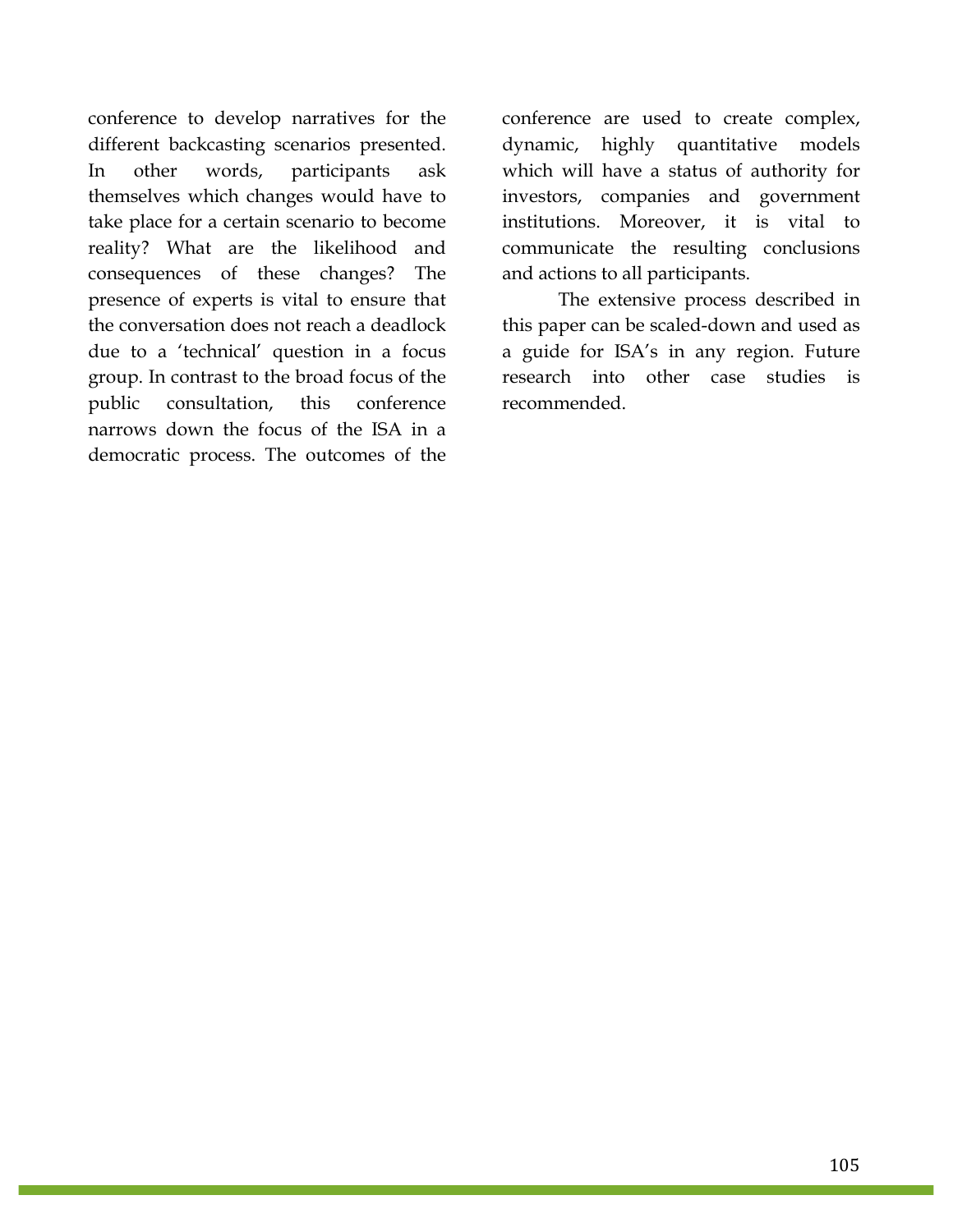conference to develop narratives for the different backcasting scenarios presented. In other words, participants ask themselves which changes would have to take place for a certain scenario to become reality? What are the likelihood and consequences of these changes? The presence of experts is vital to ensure that the conversation does not reach a deadlock due to a 'technical' question in a focus group. In contrast to the broad focus of the public consultation, this conference narrows down the focus of the ISA in a democratic process. The outcomes of the conference are used to create complex, dynamic, highly quantitative models which will have a status of authority for investors, companies and government institutions. Moreover, it is vital to communicate the resulting conclusions and actions to all participants.

The extensive process described in this paper can be scaled-down and used as a guide for ISA's in any region. Future research into other case studies is recommended.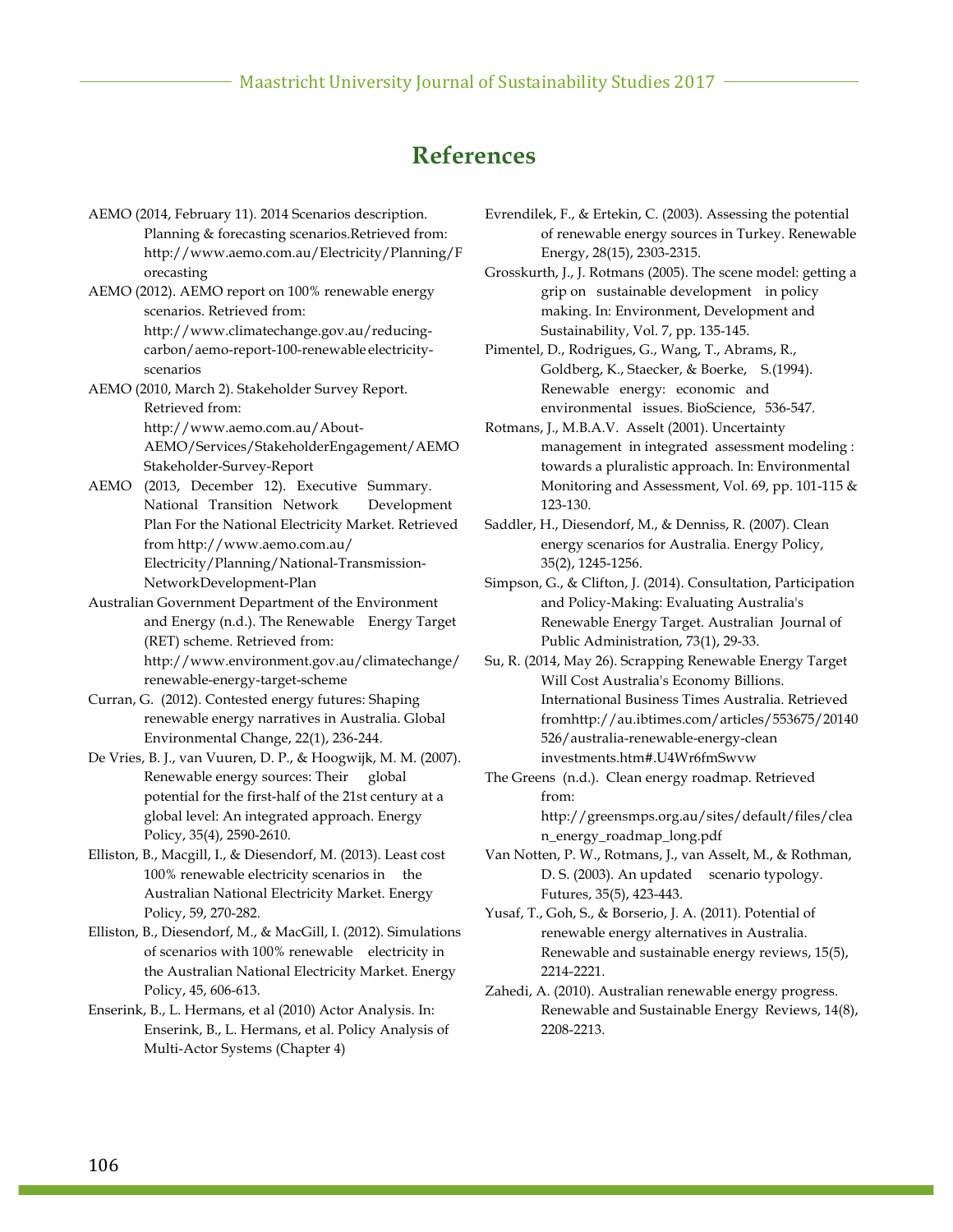# References

AEMO (2014, February 11). 2014 Scenarios description. Planning & forecasting scenarios.Retrieved from: http://www.aemo.com.au/Electricity/Planning/Forecasting

AEMO (2012). AEMO report on 100% renewable energy scenarios. Retrieved from: http://www.climatechange.gov.au/reducing-carbon/aemo-report-100-renewable electricity-scenarios

AEMO (2010, March 2). Stakeholder Survey Report. Retrieved from: http://www.aemo.com.au/About-AEMO/Services/StakeholderEngagement/AEMO Stakeholder-Survey-Report

AEMO (2013, December 12). Executive Summary. National Transition Network Development Plan For the National Electricity Market. Retrieved from http://www.aemo.com.au/ Electricity/Planning/National-Transmission-NetworkDevelopment-Plan

Australian Government Department of the Environment and Energy (n.d.). The Renewable Energy Target (RET) scheme. Retrieved from: http://www.environment.gov.au/climatechange/renewable-energy-target-scheme

Curran, G. (2012). Contested energy futures: Shaping renewable energy narratives in Australia. Global Environmental Change, 22(1), 236-244.

De Vries, B. J., van Vuuren, D. P., & Hoogwijk, M. M. (2007). Renewable energy sources: Their global potential for the first-half of the 21st century at a global level: An integrated approach. Energy Policy, 35(4), 2590-2610.

Elliston, B., Macgill, I., & Diesendorf, M. (2013). Least cost 100% renewable electricity scenarios in the Australian National Electricity Market. Energy Policy, 59, 270-282.

Elliston, B., Diesendorf, M., & MacGill, I. (2012). Simulations of scenarios with 100% renewable electricity in the Australian National Electricity Market. Energy Policy, 45, 606-613.

Enserink, B., L. Hermans, et al (2010) Actor Analysis. In: Enserink, B., L. Hermans, et al. Policy Analysis of Multi-Actor Systems (Chapter 4)

Evrendilek, F., & Ertekin, C. (2003). Assessing the potential of renewable energy sources in Turkey. Renewable Energy, 28(15), 2303-2315.

Grosskurth, J., J. Rotmans (2005). The scene model: getting a grip on sustainable development in policy making. In: Environment, Development and Sustainability, Vol. 7, pp. 135-145.

Pimentel, D., Rodrigues, G., Wang, T., Abrams, R., Goldberg, K., Staecker, & Boerke, S.(1994). Renewable energy: economic and environmental issues. BioScience, 536-547.

Rotmans, J., M.B.A.V. Asselt (2001). Uncertainty management in integrated assessment modeling : towards a pluralistic approach. In: Environmental Monitoring and Assessment, Vol. 69, pp. 101-115 & 123-130.

Saddler, H., Diesendorf, M., & Denniss, R. (2007). Clean energy scenarios for Australia. Energy Policy, 35(2), 1245-1256.

Simpson, G., & Clifton, J. (2014). Consultation, Participation and Policy-Making: Evaluating Australia's Renewable Energy Target. Australian Journal of Public Administration, 73(1), 29-33.

Su, R. (2014, May 26). Scrapping Renewable Energy Target Will Cost Australia's Economy Billions. International Business Times Australia. Retrieved fromhttp://au.ibtimes.com/articles/553675/20140526/australia-renewable-energy-clean investments.htm#.U4Wr6fmSwvw

The Greens (n.d.). Clean energy roadmap. Retrieved from: http://greensmps.org.au/sites/default/files/clean_energy_roadmap_long.pdf

Van Notten, P. W., Rotmans, J., van Asselt, M., & Rothman, D. S. (2003). An updated scenario typology. Futures, 35(5), 423-443.

Yusaf, T., Goh, S., & Borserio, J. A. (2011). Potential of renewable energy alternatives in Australia. Renewable and sustainable energy reviews, 15(5), 2214-2221.

Zahedi, A. (2010). Australian renewable energy progress. Renewable and Sustainable Energy Reviews, 14(8), 2208-2213.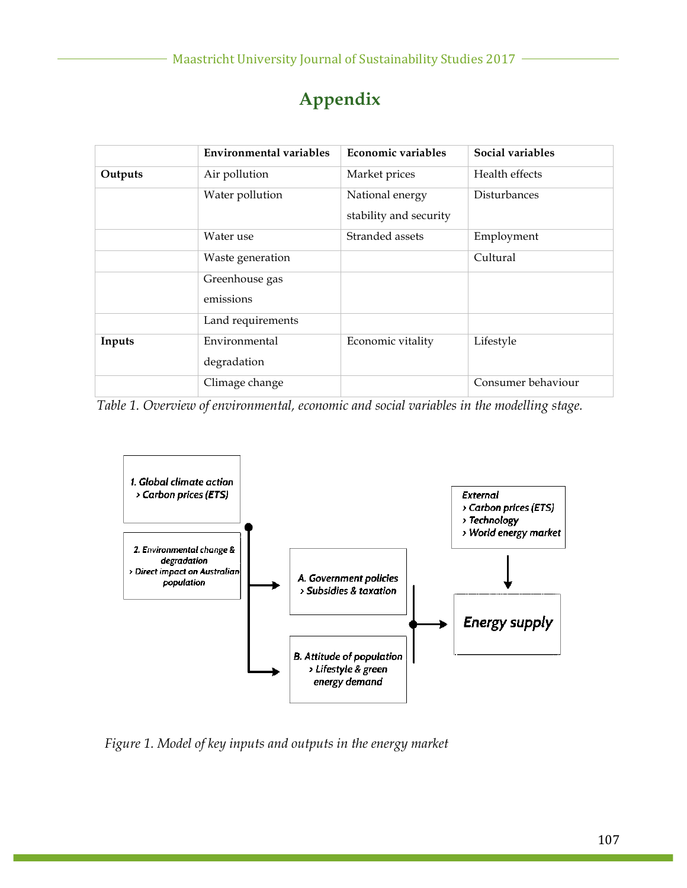# Appendix

| | Environmental variables | Economic variables | Social variables |
|---|---|---|---|
| **Outputs** | Air pollution | Market prices | Health effects |
| | Water pollution | National energy stability and security | Disturbances |
| | Water use | Stranded assets | Employment |
| | Waste generation | | Cultural |
| | Greenhouse gas emissions | | |
| | Land requirements | | |
| **Inputs** | Environmental degradation | Economic vitality | Lifestyle |
| | Climage change | | Consumer behaviour |

*Table 1. Overview of environmental, economic and social variables in the modelling stage.*

*1. Global climate action*
*› Carbon prices (ETS)*

*2. Environmental change & degradation*
*› Direct impact on Australian population*

*A. Government policies*
*› Subsidies & taxation*

*B. Attitude of population*
*› Lifestyle & green energy demand*

*External*
*› Carbon prices (ETS)*
*› Technology*
*› World energy market*

*Energy supply*

*Figure 1. Model of key inputs and outputs in the energy market*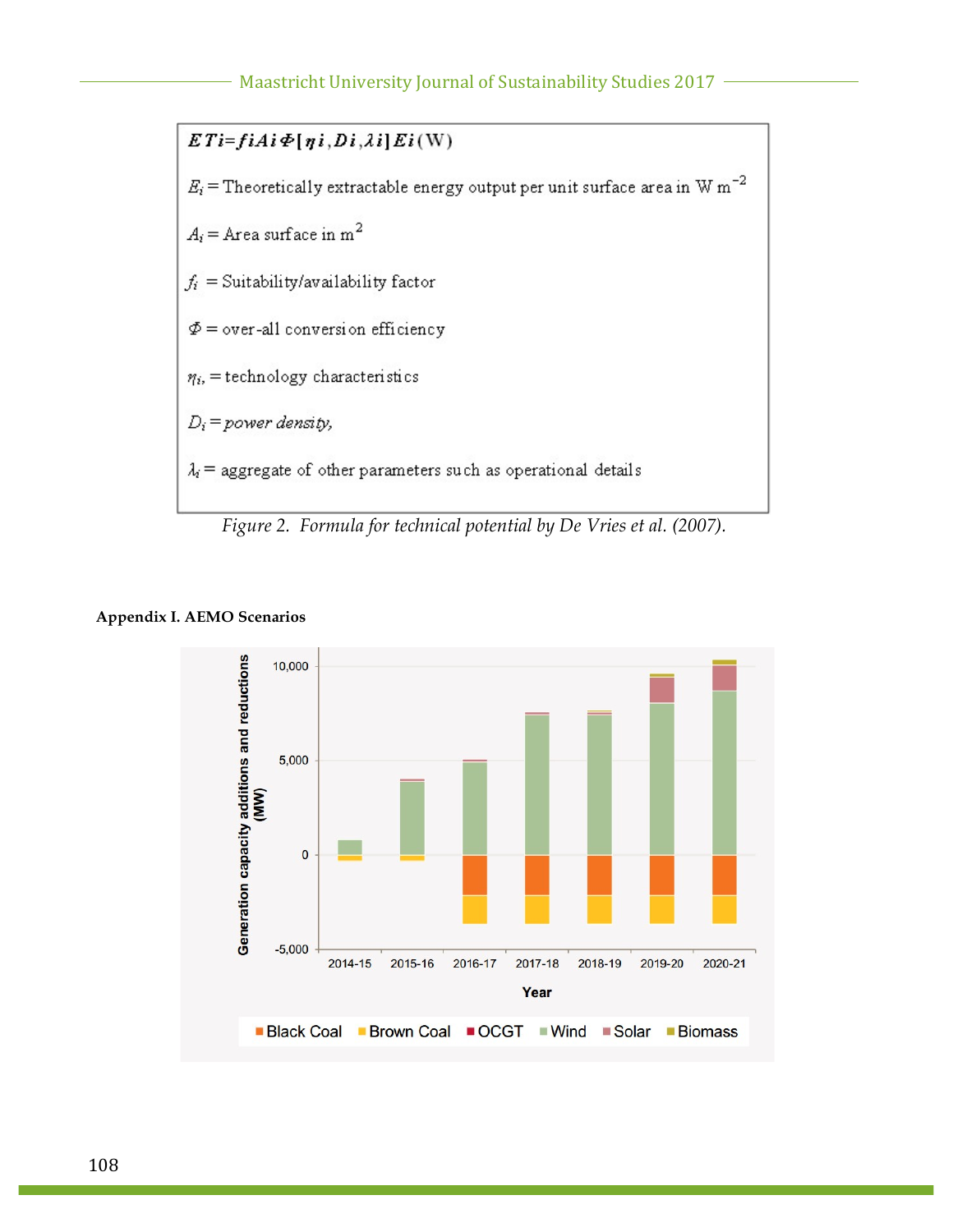$$ET_i = f_i A_i \Phi[\eta_i, D_i, \lambda_i] E_i \text{ (W)}$$

$E_i$ = Theoretically extractable energy output per unit surface area in W m$^{-2}$

$A_i$ = Area surface in m$^2$

$f_i$ = Suitability/availability factor

$\Phi$ = over-all conversion efficiency

$\eta_i$, = technology characteristics

$D_i$ = *power density,*

$\lambda_i$ = aggregate of other parameters such as operational details

*Figure 2. Formula for technical potential by De Vries et al. (2007).*

**Appendix I. AEMO Scenarios**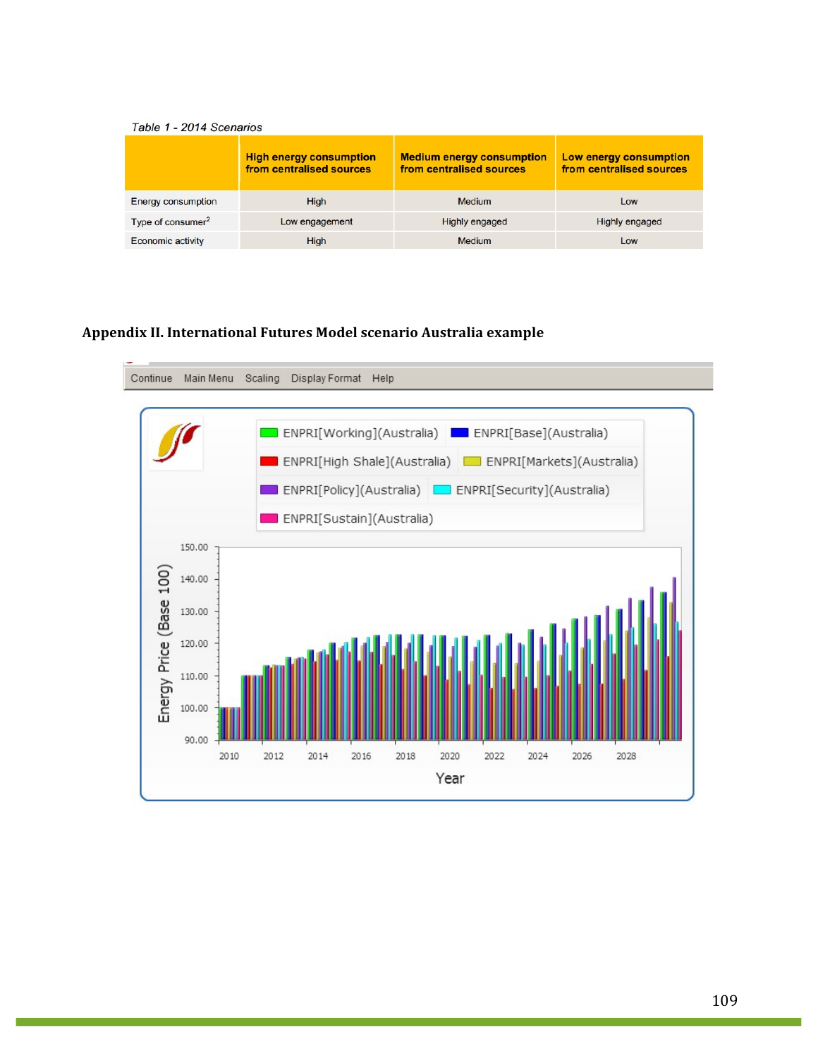*Table 1 - 2014 Scenarios*

| | High energy consumption from centralised sources | Medium energy consumption from centralised sources | Low energy consumption from centralised sources |
|---|---|---|---|
| Energy consumption | High | Medium | Low |
| Type of consumer[2] | Low engagement | Highly engaged | Highly engaged |
| Economic activity | High | Medium | Low |

## Appendix II. International Futures Model scenario Australia example

Continue Main Menu Scaling Display Format Help

ENPRI[Working](Australia) ENPRI[Base](Australia) ENPRI[High Shale](Australia) ENPRI[Markets](Australia) ENPRI[Policy](Australia) ENPRI[Security](Australia) ENPRI[Sustain](Australia)

Energy Price (Base 100)

Year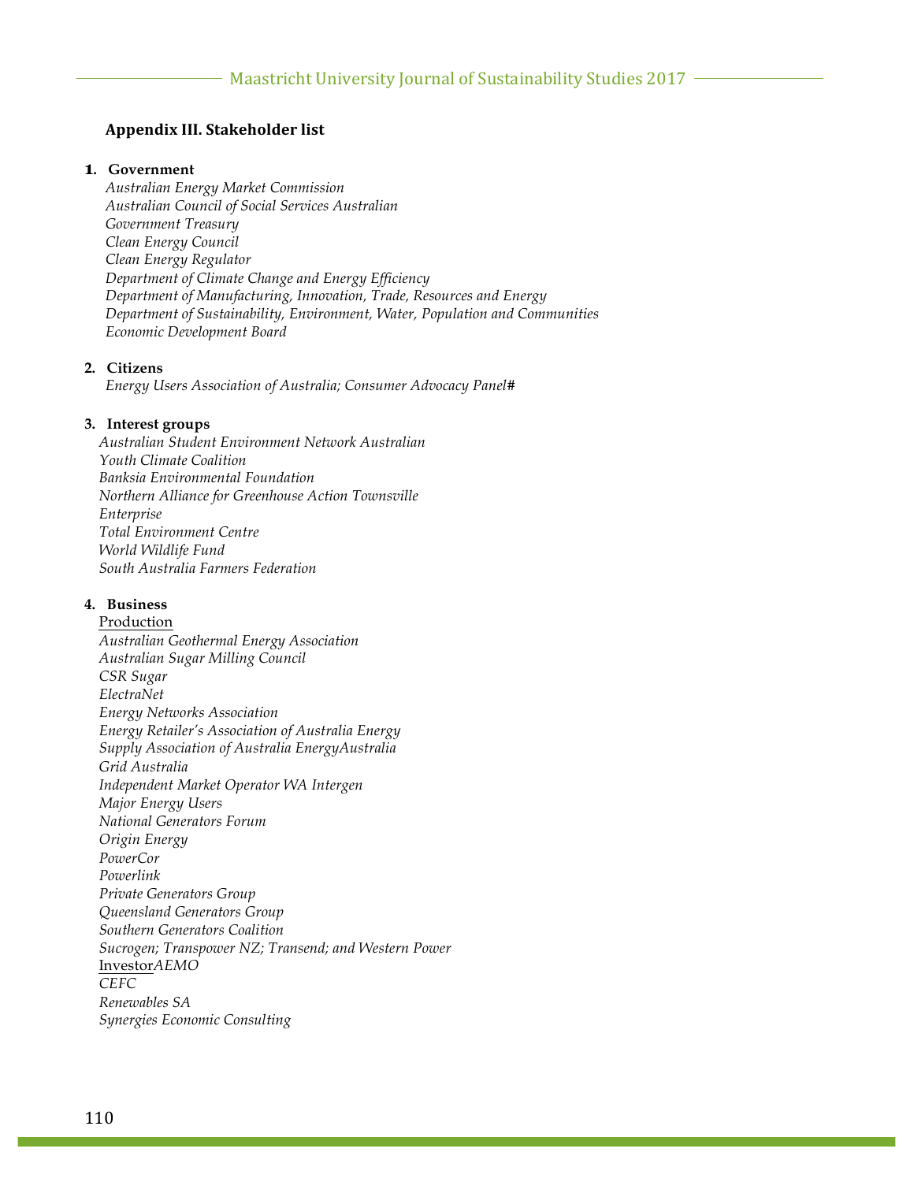### Appendix III. Stakeholder list

**1. Government**

*Australian Energy Market Commission*
*Australian Council of Social Services Australian*
*Government Treasury*
*Clean Energy Council*
*Clean Energy Regulator*
*Department of Climate Change and Energy Efficiency*
*Department of Manufacturing, Innovation, Trade, Resources and Energy*
*Department of Sustainability, Environment, Water, Population and Communities*
*Economic Development Board*

**2. Citizens**

*Energy Users Association of Australia; Consumer Advocacy Panel*#

**3. Interest groups**

*Australian Student Environment Network Australian*
*Youth Climate Coalition*
*Banksia Environmental Foundation*
*Northern Alliance for Greenhouse Action Townsville*
*Enterprise*
*Total Environment Centre*
*World Wildlife Fund*
*South Australia Farmers Federation*

**4. Business**

<u>Production</u>
*Australian Geothermal Energy Association*
*Australian Sugar Milling Council*
*CSR Sugar*
*ElectraNet*
*Energy Networks Association*
*Energy Retailer's Association of Australia Energy*
*Supply Association of Australia EnergyAustralia*
*Grid Australia*
*Independent Market Operator WA Intergen*
*Major Energy Users*
*National Generators Forum*
*Origin Energy*
*PowerCor*
*Powerlink*
*Private Generators Group*
*Queensland Generators Group*
*Southern Generators Coalition*
*Sucrogen; Transpower NZ; Transend; and Western Power*
<u>Investor</u>*AEMO*
*CEFC*
*Renewables SA*
*Synergies Economic Consulting*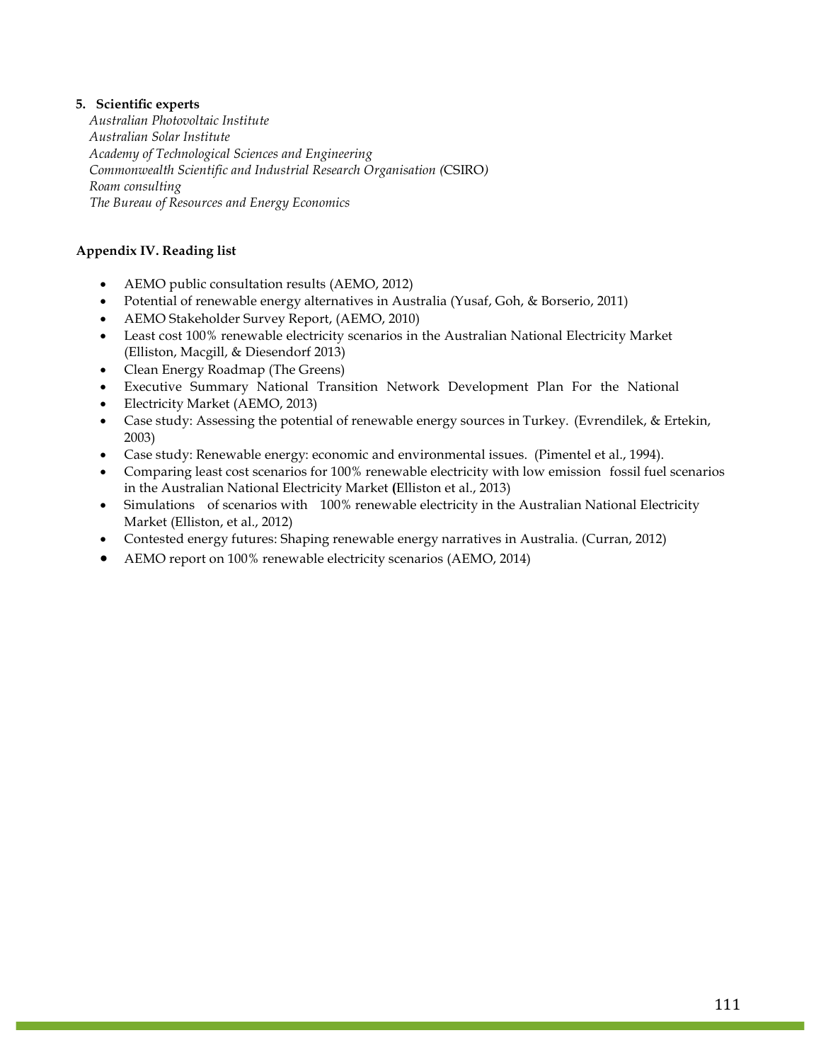**5. Scientific experts**

*Australian Photovoltaic Institute*
*Australian Solar Institute*
*Academy of Technological Sciences and Engineering*
*Commonwealth Scientific and Industrial Research Organisation (*CSIRO*)*
*Roam consulting*
*The Bureau of Resources and Energy Economics*

**Appendix IV. Reading list**

- AEMO public consultation results (AEMO, 2012)
- Potential of renewable energy alternatives in Australia (Yusaf, Goh, & Borserio, 2011)
- AEMO Stakeholder Survey Report, (AEMO, 2010)
- Least cost 100% renewable electricity scenarios in the Australian National Electricity Market (Elliston, Macgill, & Diesendorf 2013)
- Clean Energy Roadmap (The Greens)
- Executive Summary National Transition Network Development Plan For the National
- Electricity Market (AEMO, 2013)
- Case study: Assessing the potential of renewable energy sources in Turkey. (Evrendilek, & Ertekin, 2003)
- Case study: Renewable energy: economic and environmental issues. (Pimentel et al., 1994).
- Comparing least cost scenarios for 100% renewable electricity with low emission fossil fuel scenarios in the Australian National Electricity Market **(**Elliston et al., 2013)
- Simulations of scenarios with 100% renewable electricity in the Australian National Electricity Market (Elliston, et al., 2012)
- Contested energy futures: Shaping renewable energy narratives in Australia. (Curran, 2012)
- AEMO report on 100% renewable electricity scenarios (AEMO, 2014)